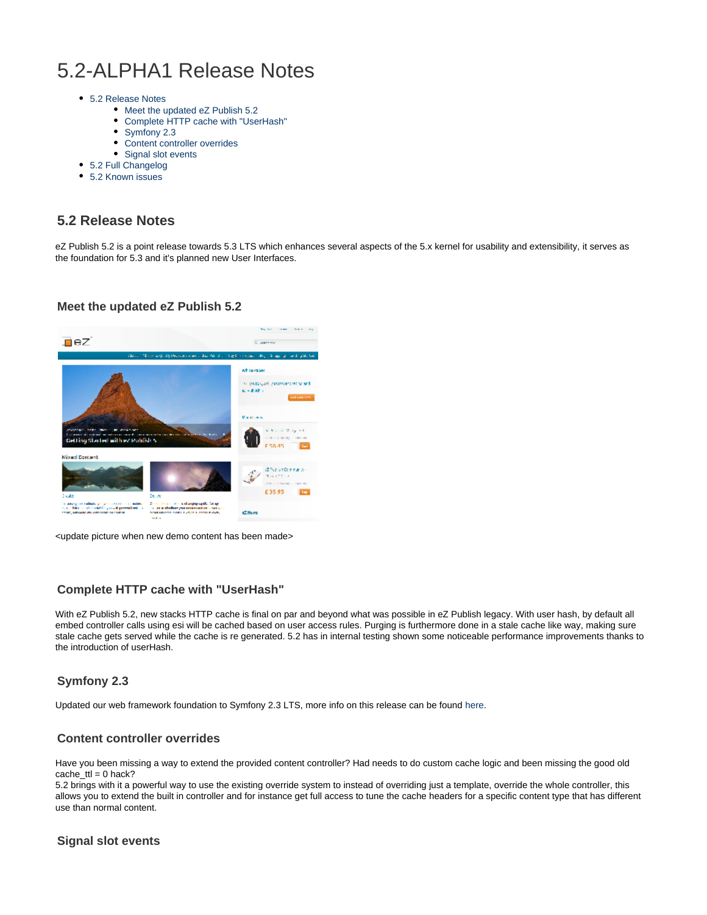# 5.2-ALPHA1 Release Notes

- 5.2 Release Notes
  - Meet the updated eZ Publish 5.2
  - Complete HTTP cache with "UserHash"
  - Symfony 2.3
  - Content controller overrides
  - Signal slot events
- 5.2 Full Changelog
- 5.2 Known issues

## 5.2 Release Notes

eZ Publish 5.2 is a point release towards 5.3 LTS which enhances several aspects of the 5.x kernel for usability and extensibility, it serves as the foundation for 5.3 and it's planned new User Interfaces.

### Meet the updated eZ Publish 5.2

<update picture when new demo content has been made>

### Complete HTTP cache with "UserHash"

With eZ Publish 5.2, new stacks HTTP cache is final on par and beyond what was possible in eZ Publish legacy. With user hash, by default all embed controller calls using esi will be cached based on user access rules. Purging is furthermore done in a stale cache like way, making sure stale cache gets served while the cache is re generated. 5.2 has in internal testing shown some noticeable performance improvements thanks to the introduction of userHash.

### Symfony 2.3

Updated our web framework foundation to Symfony 2.3 LTS, more info on this release can be found here.

### Content controller overrides

Have you been missing a way to extend the provided content controller? Had needs to do custom cache logic and been missing the good old cache_ttl = 0 hack?
5.2 brings with it a powerful way to use the existing override system to instead of overriding just a template, override the whole controller, this allows you to extend the built in controller and for instance get full access to tune the cache headers for a specific content type that has different use than normal content.

### Signal slot events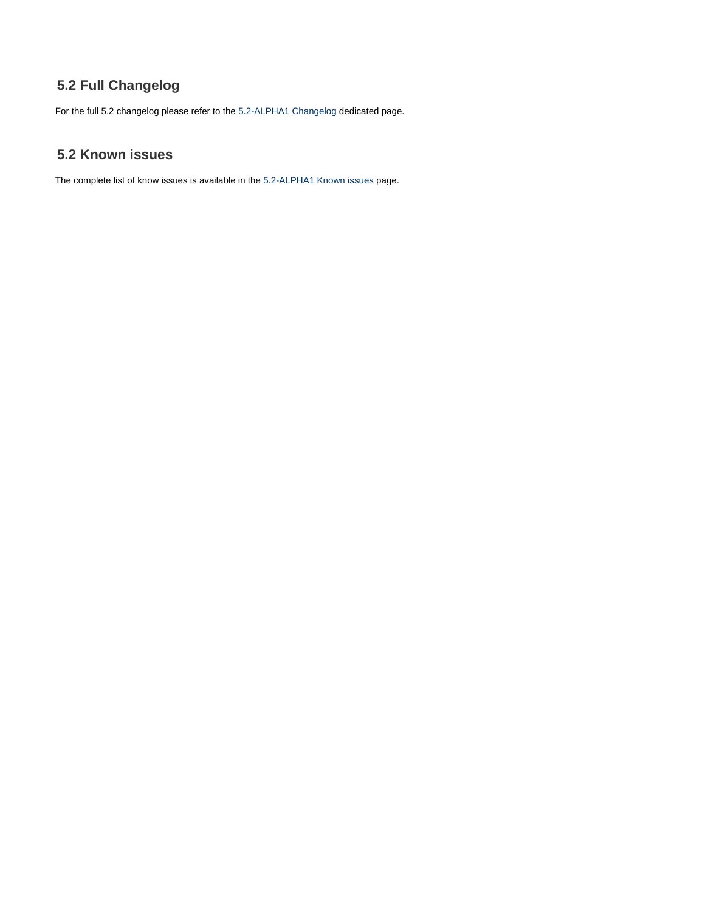## 5.2 Full Changelog

For the full 5.2 changelog please refer to the 5.2-ALPHA1 Changelog dedicated page.

## 5.2 Known issues

The complete list of know issues is available in the 5.2-ALPHA1 Known issues page.